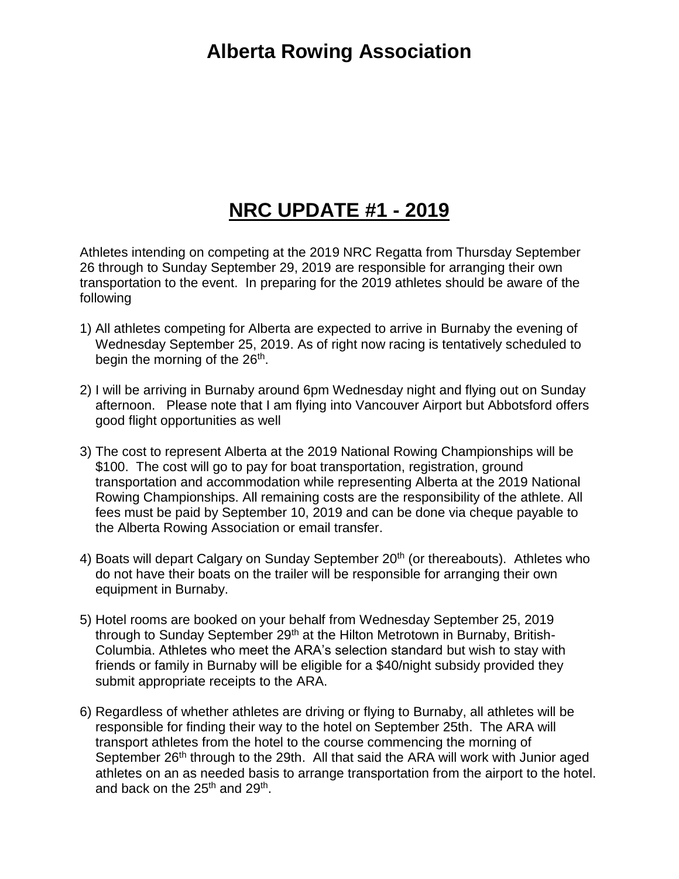# Alberta Rowing Association

## NRC UPDATE #1 - 2019

Athletes intending on competing at the 2019 NRC Regatta from Thursday September 26 through to Sunday September 29, 2019 are responsible for arranging their own transportation to the event. In preparing for the 2019 athletes should be aware of the following

1) All athletes competing for Alberta are expected to arrive in Burnaby the evening of Wednesday September 25, 2019. As of right now racing is tentatively scheduled to begin the morning of the 26th.

2) I will be arriving in Burnaby around 6pm Wednesday night and flying out on Sunday afternoon. Please note that I am flying into Vancouver Airport but Abbotsford offers good flight opportunities as well

3) The cost to represent Alberta at the 2019 National Rowing Championships will be $100. The cost will go to pay for boat transportation, registration, ground transportation and accommodation while representing Alberta at the 2019 National Rowing Championships. All remaining costs are the responsibility of the athlete. All fees must be paid by September 10, 2019 and can be done via cheque payable to the Alberta Rowing Association or email transfer.

4) Boats will depart Calgary on Sunday September 20th (or thereabouts). Athletes who do not have their boats on the trailer will be responsible for arranging their own equipment in Burnaby.

5) Hotel rooms are booked on your behalf from Wednesday September 25, 2019 through to Sunday September 29th at the Hilton Metrotown in Burnaby, British-Columbia. Athletes who meet the ARA's selection standard but wish to stay with friends or family in Burnaby will be eligible for a $40/night subsidy provided they submit appropriate receipts to the ARA.

6) Regardless of whether athletes are driving or flying to Burnaby, all athletes will be responsible for finding their way to the hotel on September 25th. The ARA will transport athletes from the hotel to the course commencing the morning of September 26th through to the 29th. All that said the ARA will work with Junior aged athletes on an as needed basis to arrange transportation from the airport to the hotel. and back on the 25th and 29th.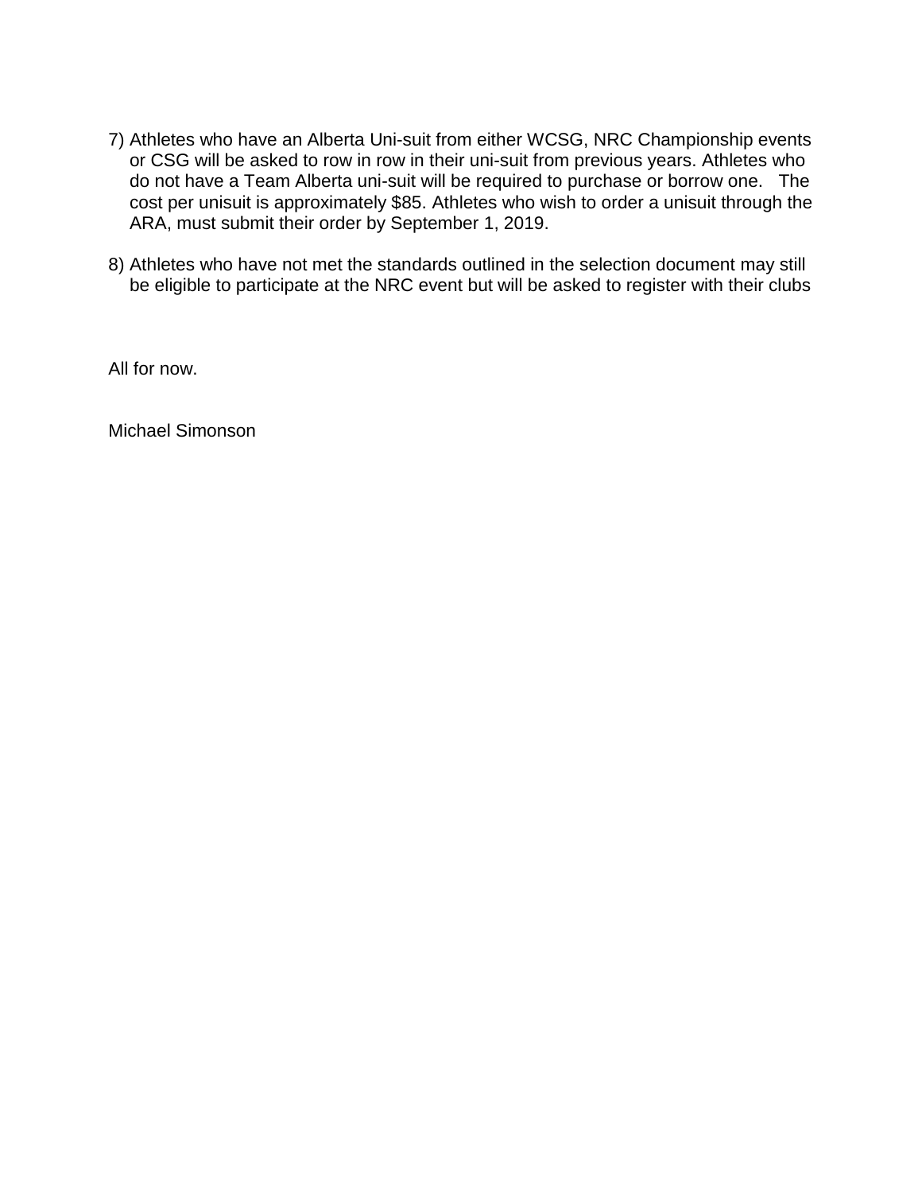7) Athletes who have an Alberta Uni-suit from either WCSG, NRC Championship events or CSG will be asked to row in row in their uni-suit from previous years. Athletes who do not have a Team Alberta uni-suit will be required to purchase or borrow one. The cost per unisuit is approximately $85. Athletes who wish to order a unisuit through the ARA, must submit their order by September 1, 2019.

8) Athletes who have not met the standards outlined in the selection document may still be eligible to participate at the NRC event but will be asked to register with their clubs

All for now.

Michael Simonson